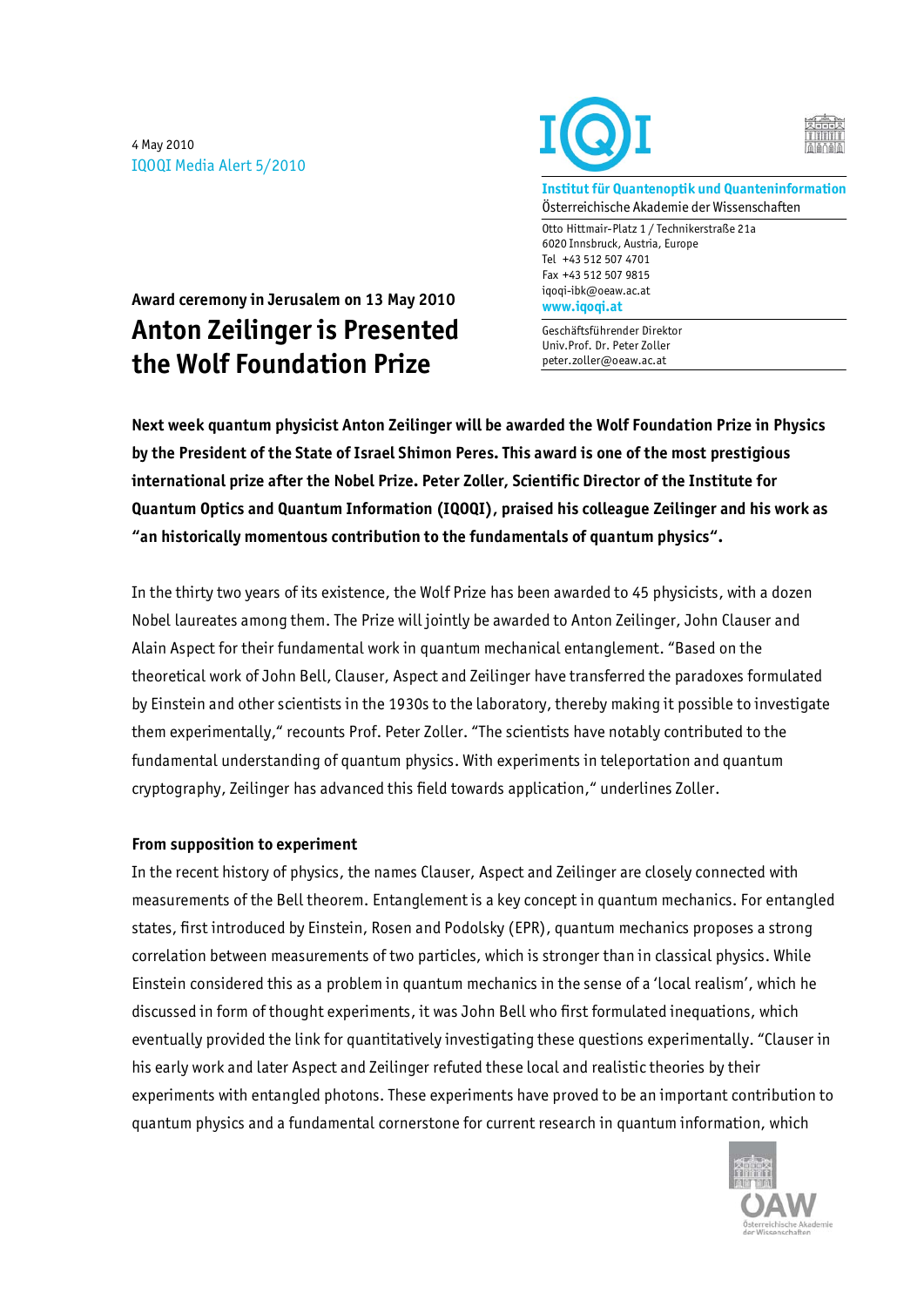4 May 2010
IQOQI Media Alert 5/2010

**Institut für Quantenoptik und Quanteninformation**
Österreichische Akademie der Wissenschaften

Otto Hittmair-Platz 1 / Technikerstraße 21a
6020 Innsbruck, Austria, Europe
Tel +43 512 507 4701
Fax +43 512 507 9815
iqoqi-ibk@oeaw.ac.at
**www.iqoqi.at**

Geschäftsführender Direktor
Univ.Prof. Dr. Peter Zoller
peter.zoller@oeaw.ac.at

**Award ceremony in Jerusalem on 13 May 2010**

# Anton Zeilinger is Presented the Wolf Foundation Prize

**Next week quantum physicist Anton Zeilinger will be awarded the Wolf Foundation Prize in Physics by the President of the State of Israel Shimon Peres. This award is one of the most prestigious international prize after the Nobel Prize. Peter Zoller, Scientific Director of the Institute for Quantum Optics and Quantum Information (IQOQI), praised his colleague Zeilinger and his work as "an historically momentous contribution to the fundamentals of quantum physics".**

In the thirty two years of its existence, the Wolf Prize has been awarded to 45 physicists, with a dozen Nobel laureates among them. The Prize will jointly be awarded to Anton Zeilinger, John Clauser and Alain Aspect for their fundamental work in quantum mechanical entanglement. "Based on the theoretical work of John Bell, Clauser, Aspect and Zeilinger have transferred the paradoxes formulated by Einstein and other scientists in the 1930s to the laboratory, thereby making it possible to investigate them experimentally," recounts Prof. Peter Zoller. "The scientists have notably contributed to the fundamental understanding of quantum physics. With experiments in teleportation and quantum cryptography, Zeilinger has advanced this field towards application," underlines Zoller.

**From supposition to experiment**

In the recent history of physics, the names Clauser, Aspect and Zeilinger are closely connected with measurements of the Bell theorem. Entanglement is a key concept in quantum mechanics. For entangled states, first introduced by Einstein, Rosen and Podolsky (EPR), quantum mechanics proposes a strong correlation between measurements of two particles, which is stronger than in classical physics. While Einstein considered this as a problem in quantum mechanics in the sense of a 'local realism', which he discussed in form of thought experiments, it was John Bell who first formulated inequations, which eventually provided the link for quantitatively investigating these questions experimentally. "Clauser in his early work and later Aspect and Zeilinger refuted these local and realistic theories by their experiments with entangled photons. These experiments have proved to be an important contribution to quantum physics and a fundamental cornerstone for current research in quantum information, which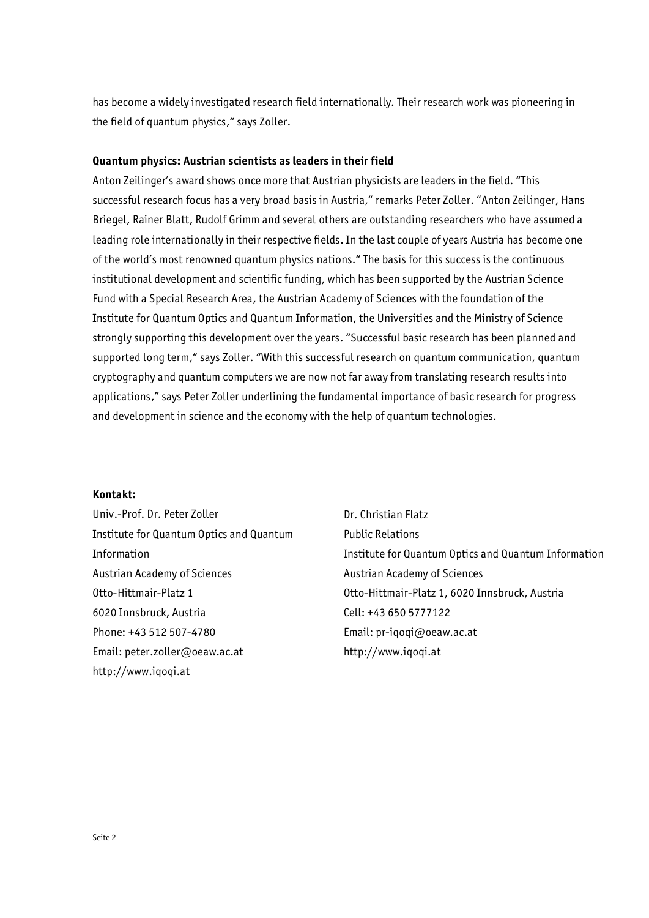has become a widely investigated research field internationally. Their research work was pioneering in the field of quantum physics," says Zoller.

**Quantum physics: Austrian scientists as leaders in their field**

Anton Zeilinger's award shows once more that Austrian physicists are leaders in the field. "This successful research focus has a very broad basis in Austria," remarks Peter Zoller. "Anton Zeilinger, Hans Briegel, Rainer Blatt, Rudolf Grimm and several others are outstanding researchers who have assumed a leading role internationally in their respective fields. In the last couple of years Austria has become one of the world's most renowned quantum physics nations." The basis for this success is the continuous institutional development and scientific funding, which has been supported by the Austrian Science Fund with a Special Research Area, the Austrian Academy of Sciences with the foundation of the Institute for Quantum Optics and Quantum Information, the Universities and the Ministry of Science strongly supporting this development over the years. "Successful basic research has been planned and supported long term," says Zoller. "With this successful research on quantum communication, quantum cryptography and quantum computers we are now not far away from translating research results into applications," says Peter Zoller underlining the fundamental importance of basic research for progress and development in science and the economy with the help of quantum technologies.

**Kontakt:**

Univ.-Prof. Dr. Peter Zoller
Institute for Quantum Optics and Quantum Information
Austrian Academy of Sciences
Otto-Hittmair-Platz 1
6020 Innsbruck, Austria
Phone: +43 512 507-4780
Email: peter.zoller@oeaw.ac.at
http://www.iqoqi.at

Dr. Christian Flatz
Public Relations
Institute for Quantum Optics and Quantum Information
Austrian Academy of Sciences
Otto-Hittmair-Platz 1, 6020 Innsbruck, Austria
Cell: +43 650 5777122
Email: pr-iqoqi@oeaw.ac.at
http://www.iqoqi.at